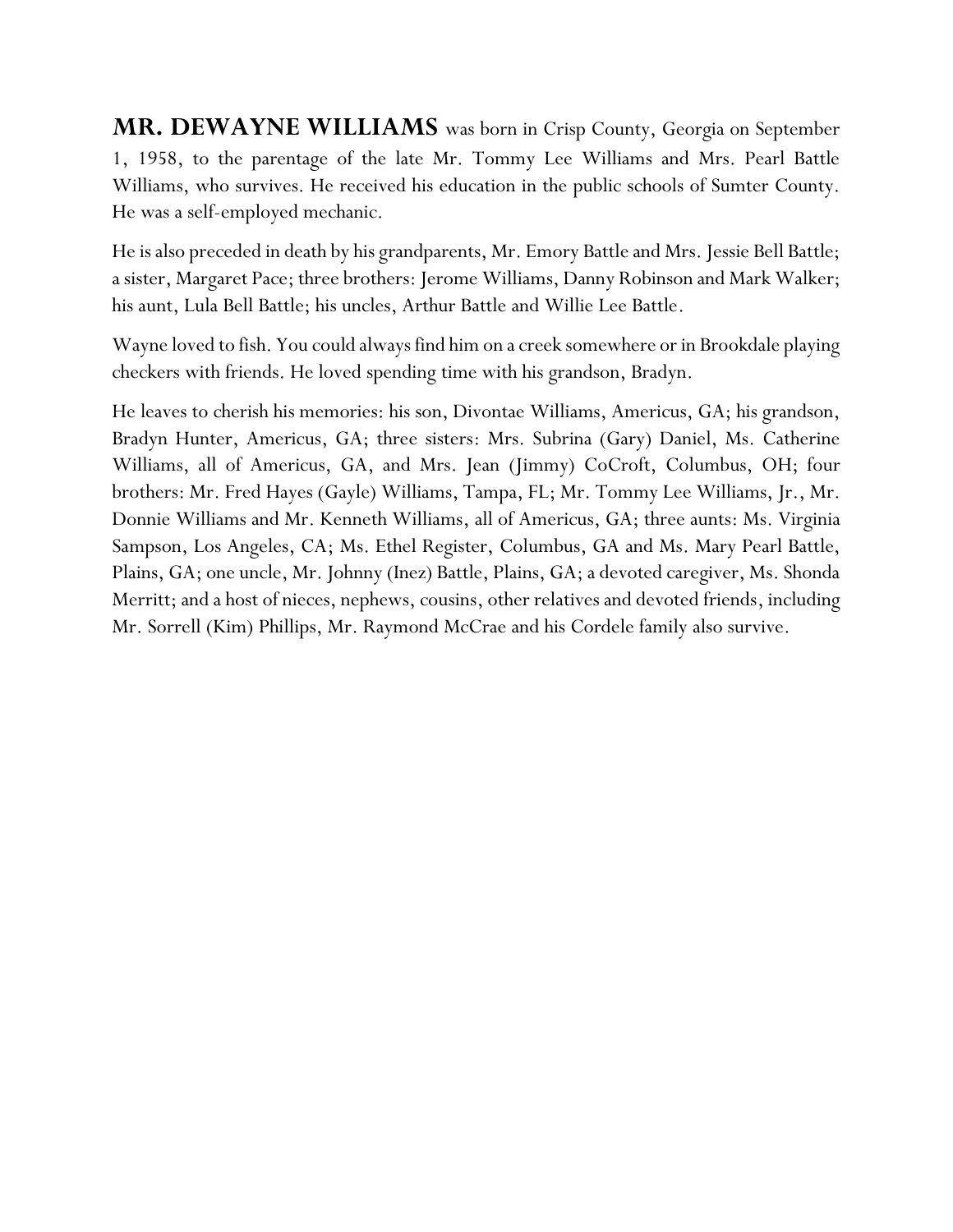**MR. DEWAYNE WILLIAMS** was born in Crisp County, Georgia on September 1, 1958, to the parentage of the late Mr. Tommy Lee Williams and Mrs. Pearl Battle Williams, who survives. He received his education in the public schools of Sumter County. He was a self-employed mechanic.

He is also preceded in death by his grandparents, Mr. Emory Battle and Mrs. Jessie Bell Battle; a sister, Margaret Pace; three brothers: Jerome Williams, Danny Robinson and Mark Walker; his aunt, Lula Bell Battle; his uncles, Arthur Battle and Willie Lee Battle.

Wayne loved to fish. You could always find him on a creek somewhere or in Brookdale playing checkers with friends. He loved spending time with his grandson, Bradyn.

He leaves to cherish his memories: his son, Divontae Williams, Americus, GA; his grandson, Bradyn Hunter, Americus, GA; three sisters: Mrs. Subrina (Gary) Daniel, Ms. Catherine Williams, all of Americus, GA, and Mrs. Jean (Jimmy) CoCroft, Columbus, OH; four brothers: Mr. Fred Hayes (Gayle) Williams, Tampa, FL; Mr. Tommy Lee Williams, Jr., Mr. Donnie Williams and Mr. Kenneth Williams, all of Americus, GA; three aunts: Ms. Virginia Sampson, Los Angeles, CA; Ms. Ethel Register, Columbus, GA and Ms. Mary Pearl Battle, Plains, GA; one uncle, Mr. Johnny (Inez) Battle, Plains, GA; a devoted caregiver, Ms. Shonda Merritt; and a host of nieces, nephews, cousins, other relatives and devoted friends, including Mr. Sorrell (Kim) Phillips, Mr. Raymond McCrae and his Cordele family also survive.